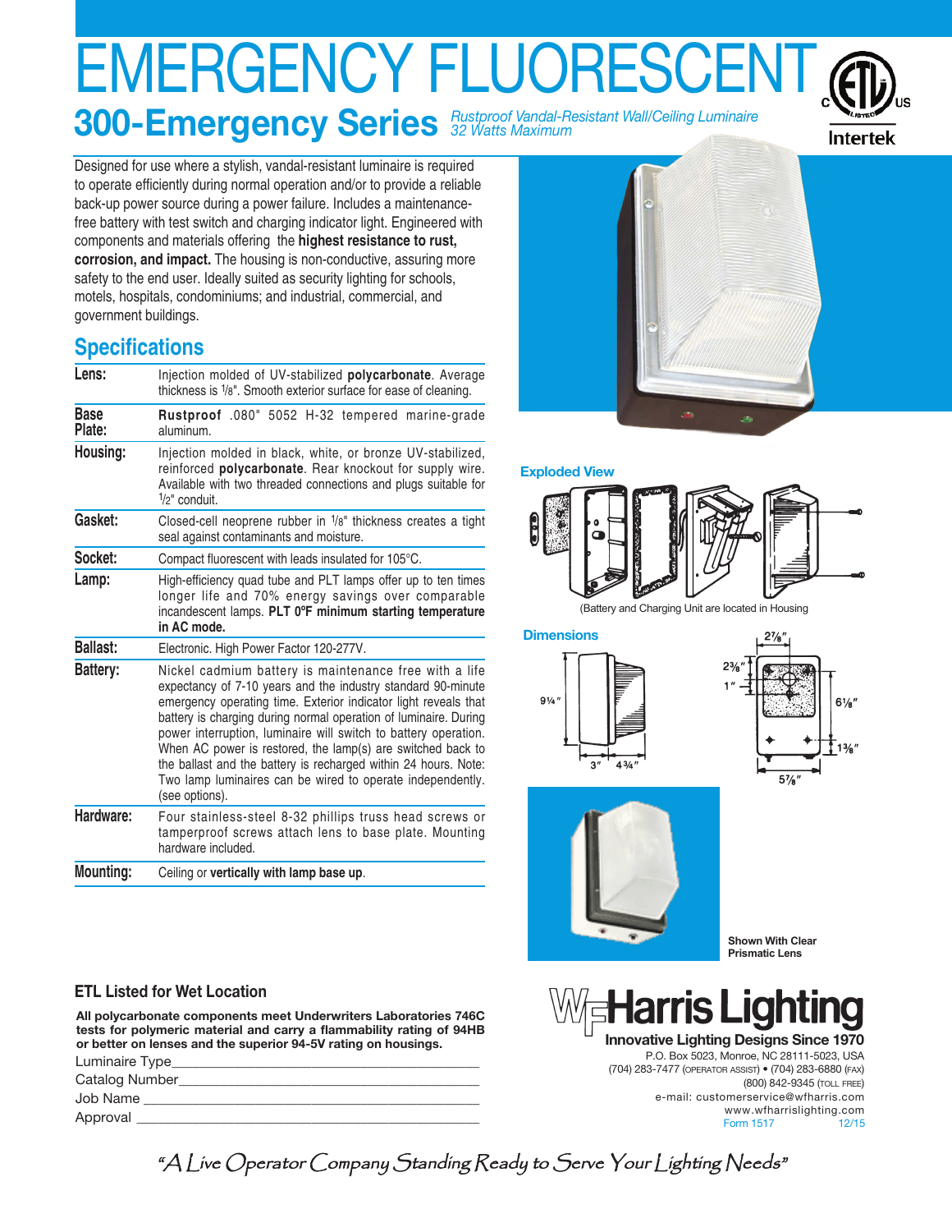# EMERGENCY FLUORESCENT

## 300-Emergency Series

*Rustproof Vandal-Resistant Wall/Ceiling Luminaire*
*32 Watts Maximum*

Designed for use where a stylish, vandal-resistant luminaire is required to operate efficiently during normal operation and/or to provide a reliable back-up power source during a power failure. Includes a maintenance-free battery with test switch and charging indicator light. Engineered with components and materials offering the **highest resistance to rust, corrosion, and impact.** The housing is non-conductive, assuring more safety to the end user. Ideally suited as security lighting for schools, motels, hospitals, condominiums; and industrial, commercial, and government buildings.

## Specifications

| | |
|---|---|
| **Lens:** | Injection molded of UV-stabilized **polycarbonate**. Average thickness is 1/8". Smooth exterior surface for ease of cleaning. |
| **Base Plate:** | **Rustproof** .080" 5052 H-32 tempered marine-grade aluminum. |
| **Housing:** | Injection molded in black, white, or bronze UV-stabilized, reinforced **polycarbonate**. Rear knockout for supply wire. Available with two threaded connections and plugs suitable for 1/2" conduit. |
| **Gasket:** | Closed-cell neoprene rubber in 1/8" thickness creates a tight seal against contaminants and moisture. |
| **Socket:** | Compact fluorescent with leads insulated for 105°C. |
| **Lamp:** | High-efficiency quad tube and PLT lamps offer up to ten times longer life and 70% energy savings over comparable incandescent lamps. **PLT 0ºF minimum starting temperature in AC mode.** |
| **Ballast:** | Electronic. High Power Factor 120-277V. |
| **Battery:** | Nickel cadmium battery is maintenance free with a life expectancy of 7-10 years and the industry standard 90-minute emergency operating time. Exterior indicator light reveals that battery is charging during normal operation of luminaire. During power interruption, luminaire will switch to battery operation. When AC power is restored, the lamp(s) are switched back to the ballast and the battery is recharged within 24 hours. Note: Two lamp luminaires can be wired to operate independently. (see options). |
| **Hardware:** | Four stainless-steel 8-32 phillips truss head screws or tamperproof screws attach lens to base plate. Mounting hardware included. |
| **Mounting:** | Ceiling or **vertically with lamp base up**. |

### Exploded View

(Battery and Charging Unit are located in Housing)

### Dimensions

9¼"; 3"; 4¾"; 2⅞"; 2⅜"; 1"; 6⅛"; 1⅜"; 5⅞"

Shown With Clear Prismatic Lens

### ETL Listed for Wet Location

**All polycarbonate components meet Underwriters Laboratories 746C tests for polymeric material and carry a flammability rating of 94HB or better on lenses and the superior 94-5V rating on housings.**

Luminaire Type\_\_\_\_\_\_\_\_\_\_\_\_\_\_\_\_\_\_\_\_\_\_\_\_\_\_\_\_\_\_\_\_\_\_\_\_\_\_\_\_

Catalog Number\_\_\_\_\_\_\_\_\_\_\_\_\_\_\_\_\_\_\_\_\_\_\_\_\_\_\_\_\_\_\_\_\_\_\_\_\_\_\_

Job Name \_\_\_\_\_\_\_\_\_\_\_\_\_\_\_\_\_\_\_\_\_\_\_\_\_\_\_\_\_\_\_\_\_\_\_\_\_\_\_\_\_\_\_

Approval \_\_\_\_\_\_\_\_\_\_\_\_\_\_\_\_\_\_\_\_\_\_\_\_\_\_\_\_\_\_\_\_\_\_\_\_\_\_\_\_\_\_\_\_

**WF Harris Lighting**
Innovative Lighting Designs Since 1970
P.O. Box 5023, Monroe, NC 28111-5023, USA
(704) 283-7477 (OPERATOR ASSIST) • (704) 283-6880 (FAX)
(800) 842-9345 (TOLL FREE)
e-mail: customerservice@wfharris.com
www.wfharrislighting.com
Form 1517 12/15

*"A Live Operator Company Standing Ready to Serve Your Lighting Needs"*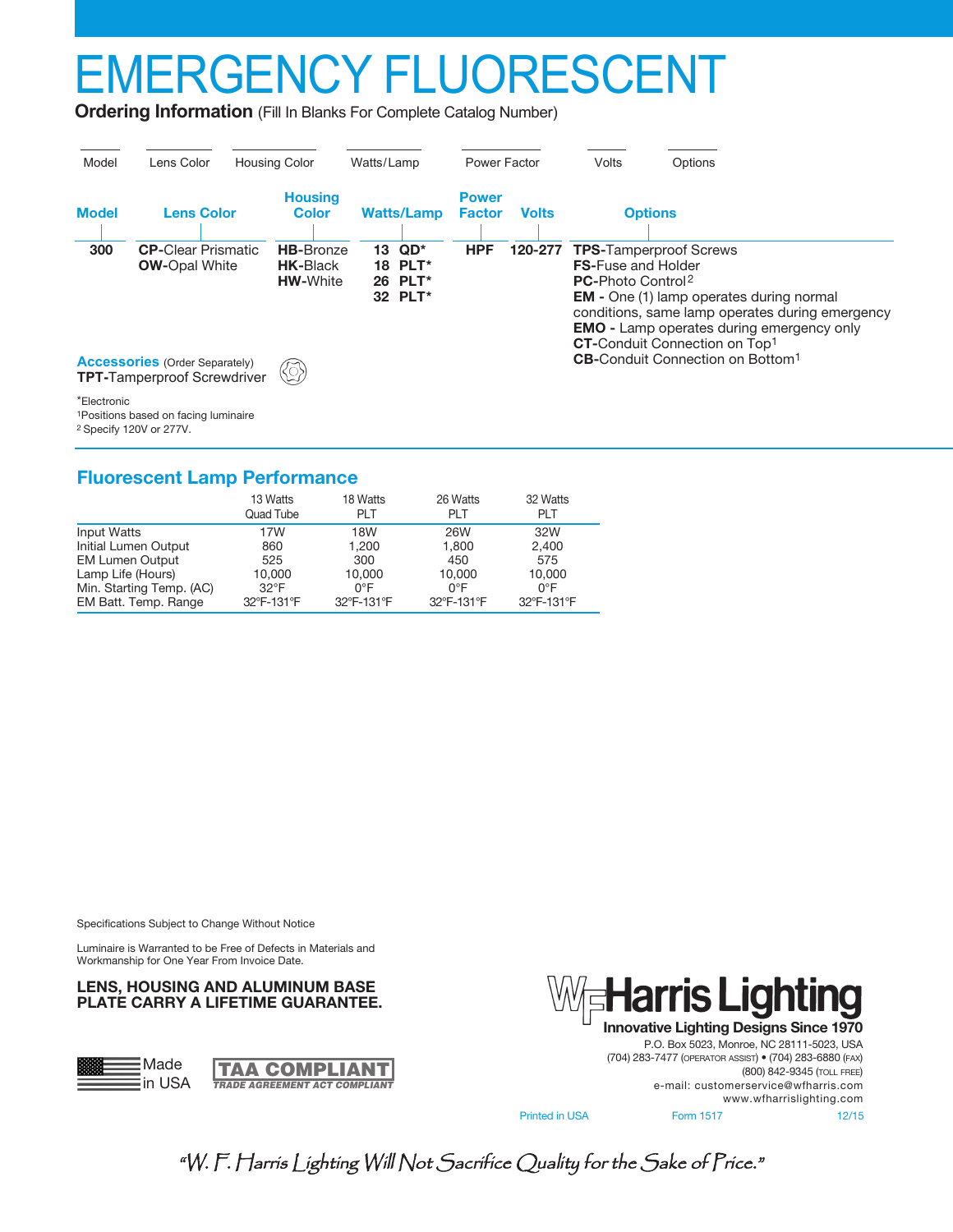# EMERGENCY FLUORESCENT

## Ordering Information (Fill In Blanks For Complete Catalog Number)

Model | Lens Color | Housing Color | Watts/Lamp | Power Factor | Volts | Options

| Model | Lens Color | Housing Color | Watts/Lamp | Power Factor | Volts | Options |
|---|---|---|---|---|---|---|
| **300** | **CP-**Clear Prismatic<br>**OW-**Opal White | **HB-**Bronze<br>**HK-**Black<br>**HW-**White | **13 QD***<br>**18 PLT***<br>**26 PLT***<br>**32 PLT*** | **HPF** | **120-277** | **TPS-**Tamperproof Screws<br>**FS-**Fuse and Holder<br>**PC-**Photo Control[2]<br>**EM -** One (1) lamp operates during normal conditions, same lamp operates during emergency<br>**EMO -** Lamp operates during emergency only<br>**CT-**Conduit Connection on Top[1]<br>**CB-**Conduit Connection on Bottom[1] |

**Accessories** (Order Separately)
**TPT-**Tamperproof Screwdriver

*Electronic
[1]Positions based on facing luminaire
[2] Specify 120V or 277V.

## Fluorescent Lamp Performance

| | 13 Watts Quad Tube | 18 Watts PLT | 26 Watts PLT | 32 Watts PLT |
|---|---|---|---|---|
| Input Watts | 17W | 18W | 26W | 32W |
| Initial Lumen Output | 860 | 1,200 | 1,800 | 2,400 |
| EM Lumen Output | 525 | 300 | 450 | 575 |
| Lamp Life (Hours) | 10,000 | 10,000 | 10,000 | 10,000 |
| Min. Starting Temp. (AC) | 32°F | 0°F | 0°F | 0°F |
| EM Batt. Temp. Range | 32°F-131°F | 32°F-131°F | 32°F-131°F | 32°F-131°F |

Specifications Subject to Change Without Notice

Luminaire is Warranted to be Free of Defects in Materials and Workmanship for One Year From Invoice Date.

**LENS, HOUSING AND ALUMINUM BASE PLATE CARRY A LIFETIME GUARANTEE.**

Made in USA

TAA COMPLIANT
TRADE AGREEMENT ACT COMPLIANT

WF Harris Lighting
**Innovative Lighting Designs Since 1970**
P.O. Box 5023, Monroe, NC 28111-5023, USA
(704) 283-7477 (OPERATOR ASSIST) • (704) 283-6880 (FAX)
(800) 842-9345 (TOLL FREE)
e-mail: customerservice@wfharris.com
www.wfharrislighting.com

Printed in USA Form 1517 12/15

*"W. F. Harris Lighting Will Not Sacrifice Quality for the Sake of Price."*